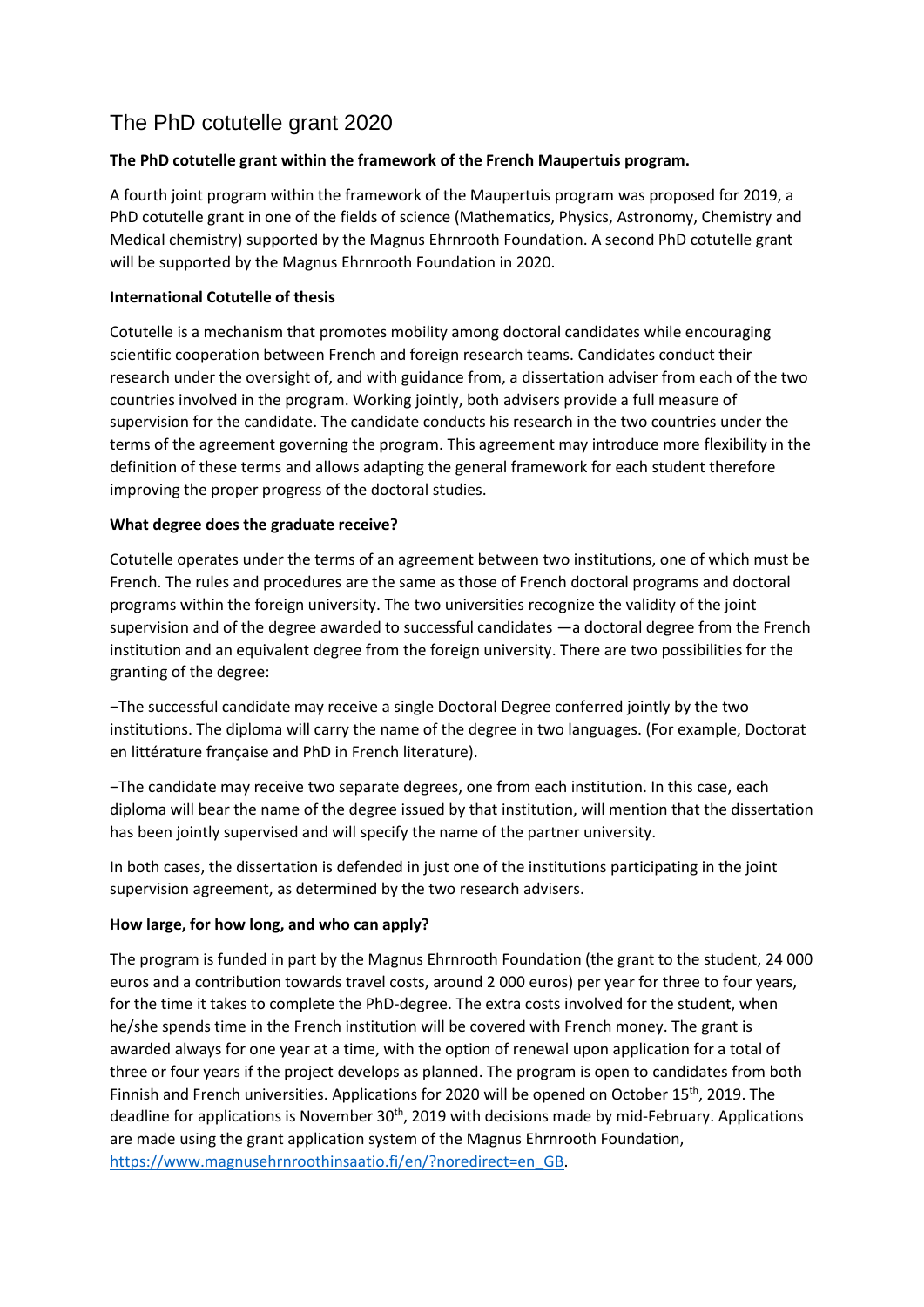# The PhD cotutelle grant 2020

**The PhD cotutelle grant within the framework of the French Maupertuis program.**

A fourth joint program within the framework of the Maupertuis program was proposed for 2019, a PhD cotutelle grant in one of the fields of science (Mathematics, Physics, Astronomy, Chemistry and Medical chemistry) supported by the Magnus Ehrnrooth Foundation. A second PhD cotutelle grant will be supported by the Magnus Ehrnrooth Foundation in 2020.

**International Cotutelle of thesis**

Cotutelle is a mechanism that promotes mobility among doctoral candidates while encouraging scientific cooperation between French and foreign research teams. Candidates conduct their research under the oversight of, and with guidance from, a dissertation adviser from each of the two countries involved in the program. Working jointly, both advisers provide a full measure of supervision for the candidate. The candidate conducts his research in the two countries under the terms of the agreement governing the program. This agreement may introduce more flexibility in the definition of these terms and allows adapting the general framework for each student therefore improving the proper progress of the doctoral studies.

**What degree does the graduate receive?**

Cotutelle operates under the terms of an agreement between two institutions, one of which must be French. The rules and procedures are the same as those of French doctoral programs and doctoral programs within the foreign university. The two universities recognize the validity of the joint supervision and of the degree awarded to successful candidates —a doctoral degree from the French institution and an equivalent degree from the foreign university. There are two possibilities for the granting of the degree:

−The successful candidate may receive a single Doctoral Degree conferred jointly by the two institutions. The diploma will carry the name of the degree in two languages. (For example, Doctorat en littérature française and PhD in French literature).

−The candidate may receive two separate degrees, one from each institution. In this case, each diploma will bear the name of the degree issued by that institution, will mention that the dissertation has been jointly supervised and will specify the name of the partner university.

In both cases, the dissertation is defended in just one of the institutions participating in the joint supervision agreement, as determined by the two research advisers.

**How large, for how long, and who can apply?**

The program is funded in part by the Magnus Ehrnrooth Foundation (the grant to the student, 24 000 euros and a contribution towards travel costs, around 2 000 euros) per year for three to four years, for the time it takes to complete the PhD-degree. The extra costs involved for the student, when he/she spends time in the French institution will be covered with French money. The grant is awarded always for one year at a time, with the option of renewal upon application for a total of three or four years if the project develops as planned. The program is open to candidates from both Finnish and French universities. Applications for 2020 will be opened on October 15th, 2019. The deadline for applications is November 30th, 2019 with decisions made by mid-February. Applications are made using the grant application system of the Magnus Ehrnrooth Foundation, [https://www.magnusehrnroothinsaatio.fi/en/?noredirect=en_GB](https://www.magnusehrnroothinsaatio.fi/en/?noredirect=en_GB).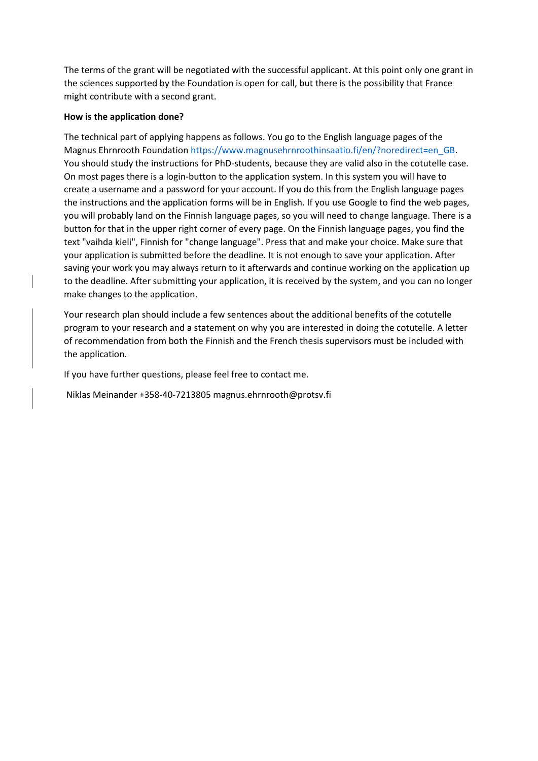The terms of the grant will be negotiated with the successful applicant. At this point only one grant in the sciences supported by the Foundation is open for call, but there is the possibility that France might contribute with a second grant.

**How is the application done?**

The technical part of applying happens as follows. You go to the English language pages of the Magnus Ehrnrooth Foundation https://www.magnusehrnroothinsaatio.fi/en/?noredirect=en_GB. You should study the instructions for PhD-students, because they are valid also in the cotutelle case. On most pages there is a login-button to the application system. In this system you will have to create a username and a password for your account. If you do this from the English language pages the instructions and the application forms will be in English. If you use Google to find the web pages, you will probably land on the Finnish language pages, so you will need to change language. There is a button for that in the upper right corner of every page. On the Finnish language pages, you find the text "vaihda kieli", Finnish for "change language". Press that and make your choice. Make sure that your application is submitted before the deadline. It is not enough to save your application. After saving your work you may always return to it afterwards and continue working on the application up to the deadline. After submitting your application, it is received by the system, and you can no longer make changes to the application.

Your research plan should include a few sentences about the additional benefits of the cotutelle program to your research and a statement on why you are interested in doing the cotutelle. A letter of recommendation from both the Finnish and the French thesis supervisors must be included with the application.

If you have further questions, please feel free to contact me.

Niklas Meinander +358-40-7213805 magnus.ehrnrooth@protsv.fi